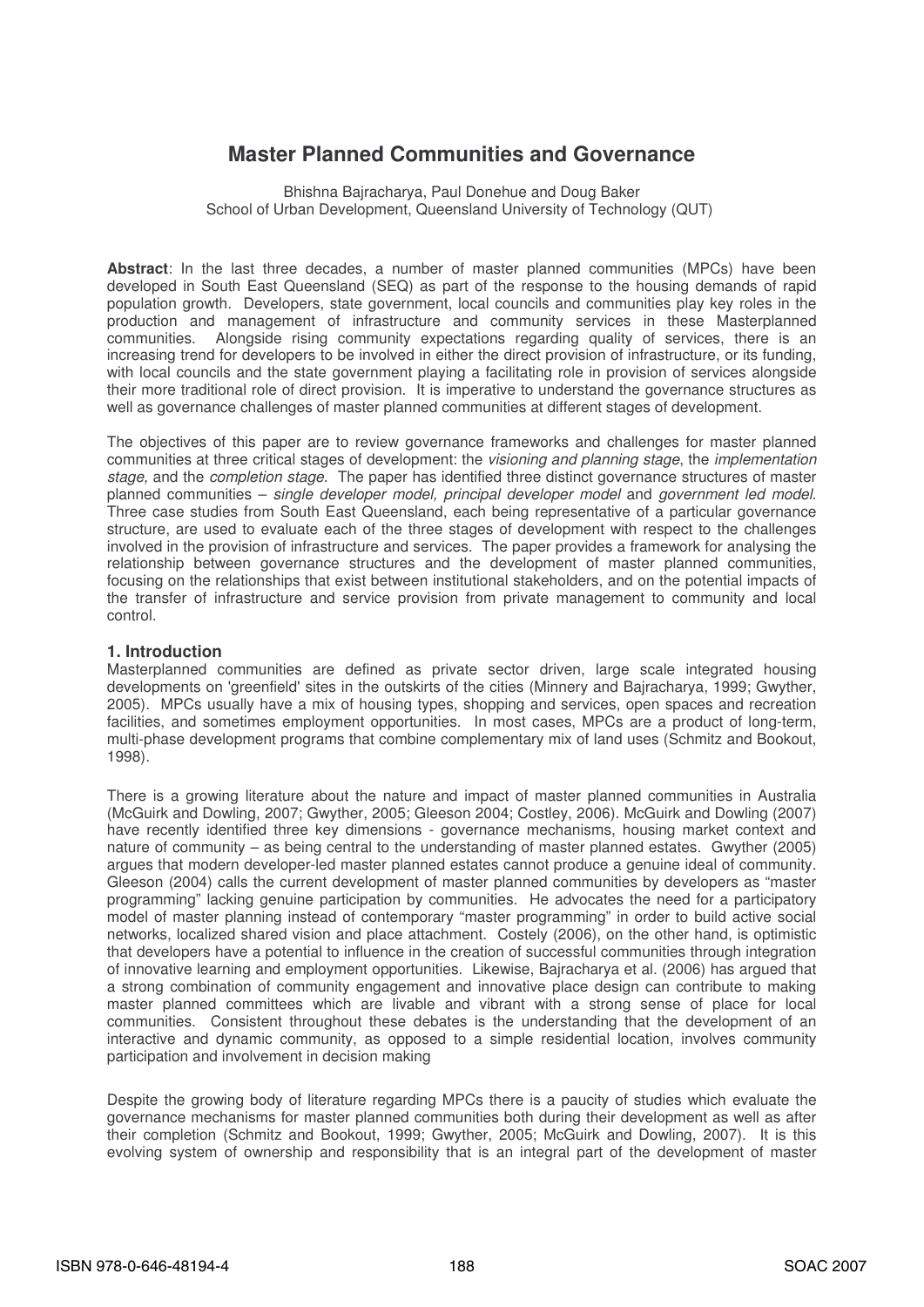# Master Planned Communities and Governance

Bhishna Bajracharya, Paul Donehue and Doug Baker
School of Urban Development, Queensland University of Technology (QUT)

**Abstract**: In the last three decades, a number of master planned communities (MPCs) have been developed in South East Queensland (SEQ) as part of the response to the housing demands of rapid population growth. Developers, state government, local councils and communities play key roles in the production and management of infrastructure and community services in these Masterplanned communities. Alongside rising community expectations regarding quality of services, there is an increasing trend for developers to be involved in either the direct provision of infrastructure, or its funding, with local councils and the state government playing a facilitating role in provision of services alongside their more traditional role of direct provision. It is imperative to understand the governance structures as well as governance challenges of master planned communities at different stages of development.

The objectives of this paper are to review governance frameworks and challenges for master planned communities at three critical stages of development: the *visioning and planning stage*, the *implementation stage,* and the *completion stage*. The paper has identified three distinct governance structures of master planned communities – *single developer model, principal developer model* and *government led model*. Three case studies from South East Queensland, each being representative of a particular governance structure, are used to evaluate each of the three stages of development with respect to the challenges involved in the provision of infrastructure and services. The paper provides a framework for analysing the relationship between governance structures and the development of master planned communities, focusing on the relationships that exist between institutional stakeholders, and on the potential impacts of the transfer of infrastructure and service provision from private management to community and local control.

## 1. Introduction

Masterplanned communities are defined as private sector driven, large scale integrated housing developments on 'greenfield' sites in the outskirts of the cities (Minnery and Bajracharya, 1999; Gwyther, 2005). MPCs usually have a mix of housing types, shopping and services, open spaces and recreation facilities, and sometimes employment opportunities. In most cases, MPCs are a product of long-term, multi-phase development programs that combine complementary mix of land uses (Schmitz and Bookout, 1998).

There is a growing literature about the nature and impact of master planned communities in Australia (McGuirk and Dowling, 2007; Gwyther, 2005; Gleeson 2004; Costley, 2006). McGuirk and Dowling (2007) have recently identified three key dimensions - governance mechanisms, housing market context and nature of community – as being central to the understanding of master planned estates. Gwyther (2005) argues that modern developer-led master planned estates cannot produce a genuine ideal of community. Gleeson (2004) calls the current development of master planned communities by developers as "master programming" lacking genuine participation by communities. He advocates the need for a participatory model of master planning instead of contemporary "master programming" in order to build active social networks, localized shared vision and place attachment. Costley (2006), on the other hand, is optimistic that developers have a potential to influence in the creation of successful communities through integration of innovative learning and employment opportunities. Likewise, Bajracharya et al. (2006) has argued that a strong combination of community engagement and innovative place design can contribute to making master planned committees which are livable and vibrant with a strong sense of place for local communities. Consistent throughout these debates is the understanding that the development of an interactive and dynamic community, as opposed to a simple residential location, involves community participation and involvement in decision making

Despite the growing body of literature regarding MPCs there is a paucity of studies which evaluate the governance mechanisms for master planned communities both during their development as well as after their completion (Schmitz and Bookout, 1999; Gwyther, 2005; McGuirk and Dowling, 2007). It is this evolving system of ownership and responsibility that is an integral part of the development of master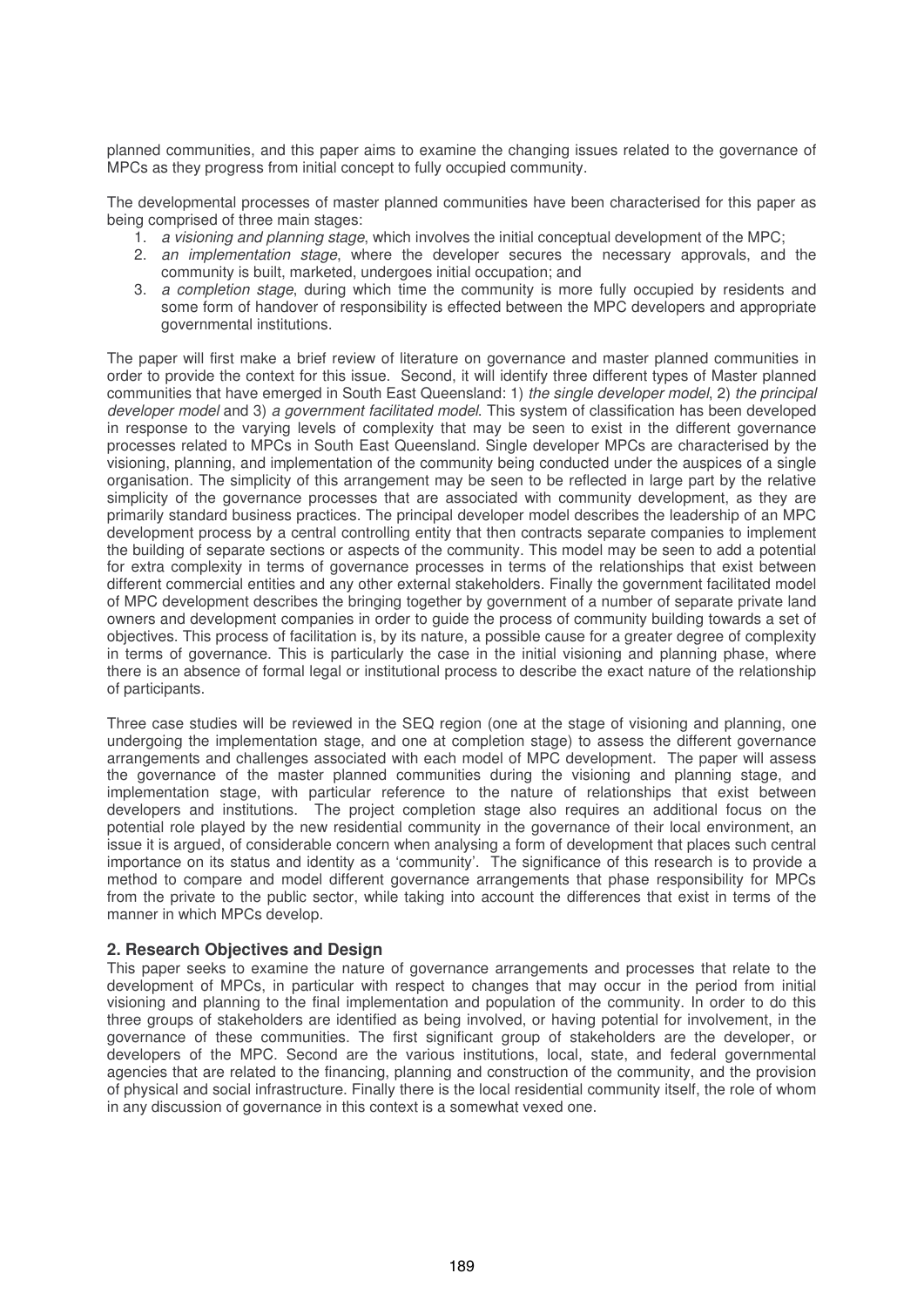planned communities, and this paper aims to examine the changing issues related to the governance of MPCs as they progress from initial concept to fully occupied community.

The developmental processes of master planned communities have been characterised for this paper as being comprised of three main stages:

1. *a visioning and planning stage*, which involves the initial conceptual development of the MPC;
2. *an implementation stage*, where the developer secures the necessary approvals, and the community is built, marketed, undergoes initial occupation; and
3. *a completion stage*, during which time the community is more fully occupied by residents and some form of handover of responsibility is effected between the MPC developers and appropriate governmental institutions.

The paper will first make a brief review of literature on governance and master planned communities in order to provide the context for this issue. Second, it will identify three different types of Master planned communities that have emerged in South East Queensland: 1) *the single developer model*, 2) *the principal developer model* and 3) *a government facilitated model*. This system of classification has been developed in response to the varying levels of complexity that may be seen to exist in the different governance processes related to MPCs in South East Queensland. Single developer MPCs are characterised by the visioning, planning, and implementation of the community being conducted under the auspices of a single organisation. The simplicity of this arrangement may be seen to be reflected in large part by the relative simplicity of the governance processes that are associated with community development, as they are primarily standard business practices. The principal developer model describes the leadership of an MPC development process by a central controlling entity that then contracts separate companies to implement the building of separate sections or aspects of the community. This model may be seen to add a potential for extra complexity in terms of governance processes in terms of the relationships that exist between different commercial entities and any other external stakeholders. Finally the government facilitated model of MPC development describes the bringing together by government of a number of separate private land owners and development companies in order to guide the process of community building towards a set of objectives. This process of facilitation is, by its nature, a possible cause for a greater degree of complexity in terms of governance. This is particularly the case in the initial visioning and planning phase, where there is an absence of formal legal or institutional process to describe the exact nature of the relationship of participants.

Three case studies will be reviewed in the SEQ region (one at the stage of visioning and planning, one undergoing the implementation stage, and one at completion stage) to assess the different governance arrangements and challenges associated with each model of MPC development. The paper will assess the governance of the master planned communities during the visioning and planning stage, and implementation stage, with particular reference to the nature of relationships that exist between developers and institutions. The project completion stage also requires an additional focus on the potential role played by the new residential community in the governance of their local environment, an issue it is argued, of considerable concern when analysing a form of development that places such central importance on its status and identity as a 'community'. The significance of this research is to provide a method to compare and model different governance arrangements that phase responsibility for MPCs from the private to the public sector, while taking into account the differences that exist in terms of the manner in which MPCs develop.

## 2. Research Objectives and Design

This paper seeks to examine the nature of governance arrangements and processes that relate to the development of MPCs, in particular with respect to changes that may occur in the period from initial visioning and planning to the final implementation and population of the community. In order to do this three groups of stakeholders are identified as being involved, or having potential for involvement, in the governance of these communities. The first significant group of stakeholders are the developer, or developers of the MPC. Second are the various institutions, local, state, and federal governmental agencies that are related to the financing, planning and construction of the community, and the provision of physical and social infrastructure. Finally there is the local residential community itself, the role of whom in any discussion of governance in this context is a somewhat vexed one.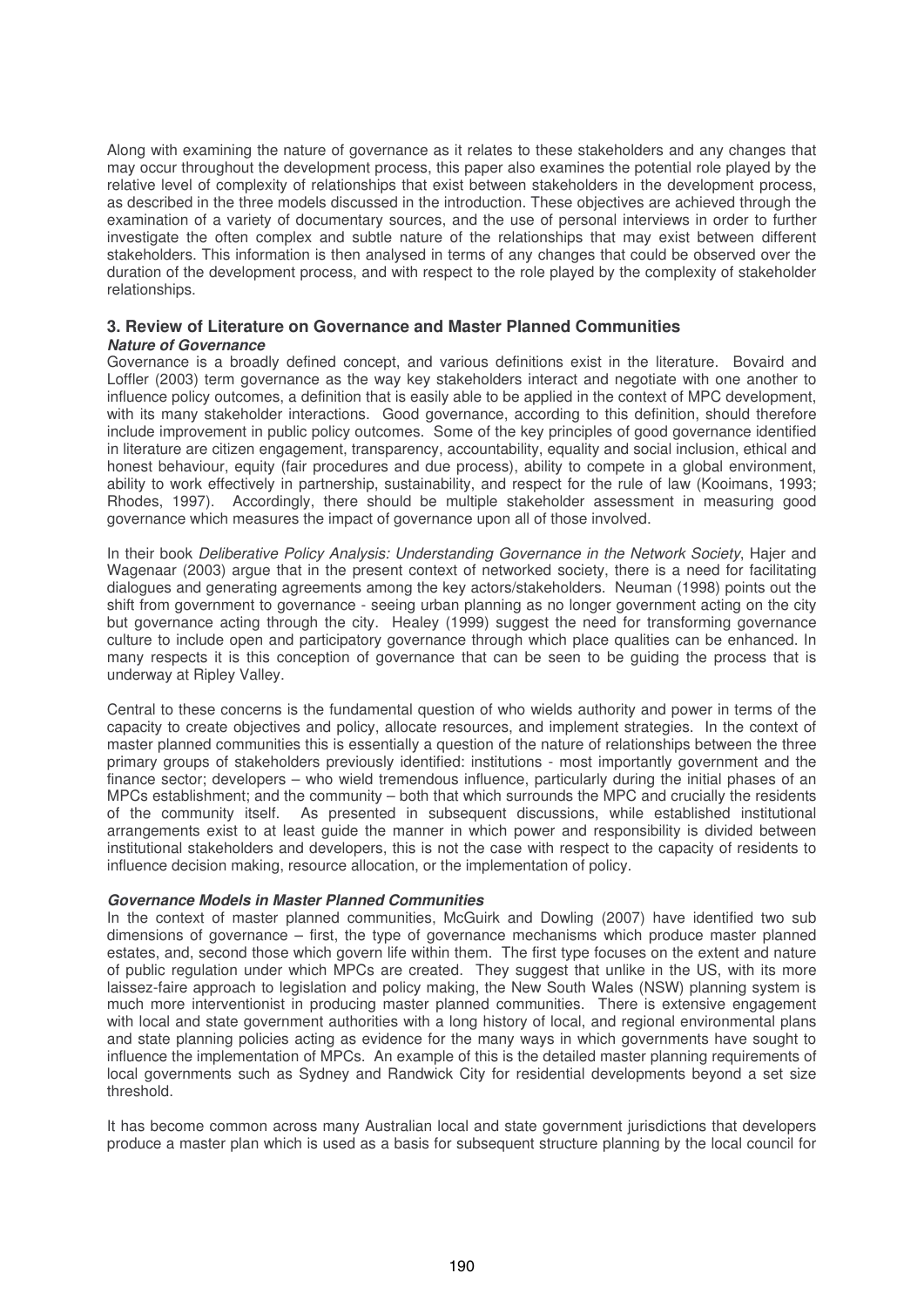Along with examining the nature of governance as it relates to these stakeholders and any changes that may occur throughout the development process, this paper also examines the potential role played by the relative level of complexity of relationships that exist between stakeholders in the development process, as described in the three models discussed in the introduction. These objectives are achieved through the examination of a variety of documentary sources, and the use of personal interviews in order to further investigate the often complex and subtle nature of the relationships that may exist between different stakeholders. This information is then analysed in terms of any changes that could be observed over the duration of the development process, and with respect to the role played by the complexity of stakeholder relationships.

## 3. Review of Literature on Governance and Master Planned Communities

***Nature of Governance***

Governance is a broadly defined concept, and various definitions exist in the literature. Bovaird and Loffler (2003) term governance as the way key stakeholders interact and negotiate with one another to influence policy outcomes, a definition that is easily able to be applied in the context of MPC development, with its many stakeholder interactions. Good governance, according to this definition, should therefore include improvement in public policy outcomes. Some of the key principles of good governance identified in literature are citizen engagement, transparency, accountability, equality and social inclusion, ethical and honest behaviour, equity (fair procedures and due process), ability to compete in a global environment, ability to work effectively in partnership, sustainability, and respect for the rule of law (Kooimans, 1993; Rhodes, 1997). Accordingly, there should be multiple stakeholder assessment in measuring good governance which measures the impact of governance upon all of those involved.

In their book *Deliberative Policy Analysis: Understanding Governance in the Network Society*, Hajer and Wagenaar (2003) argue that in the present context of networked society, there is a need for facilitating dialogues and generating agreements among the key actors/stakeholders. Neuman (1998) points out the shift from government to governance - seeing urban planning as no longer government acting on the city but governance acting through the city. Healey (1999) suggest the need for transforming governance culture to include open and participatory governance through which place qualities can be enhanced. In many respects it is this conception of governance that can be seen to be guiding the process that is underway at Ripley Valley.

Central to these concerns is the fundamental question of who wields authority and power in terms of the capacity to create objectives and policy, allocate resources, and implement strategies. In the context of master planned communities this is essentially a question of the nature of relationships between the three primary groups of stakeholders previously identified: institutions - most importantly government and the finance sector; developers – who wield tremendous influence, particularly during the initial phases of an MPCs establishment; and the community – both that which surrounds the MPC and crucially the residents of the community itself. As presented in subsequent discussions, while established institutional arrangements exist to at least guide the manner in which power and responsibility is divided between institutional stakeholders and developers, this is not the case with respect to the capacity of residents to influence decision making, resource allocation, or the implementation of policy.

***Governance Models in Master Planned Communities***

In the context of master planned communities, McGuirk and Dowling (2007) have identified two sub dimensions of governance – first, the type of governance mechanisms which produce master planned estates, and, second those which govern life within them. The first type focuses on the extent and nature of public regulation under which MPCs are created. They suggest that unlike in the US, with its more laissez-faire approach to legislation and policy making, the New South Wales (NSW) planning system is much more interventionist in producing master planned communities. There is extensive engagement with local and state government authorities with a long history of local, and regional environmental plans and state planning policies acting as evidence for the many ways in which governments have sought to influence the implementation of MPCs. An example of this is the detailed master planning requirements of local governments such as Sydney and Randwick City for residential developments beyond a set size threshold.

It has become common across many Australian local and state government jurisdictions that developers produce a master plan which is used as a basis for subsequent structure planning by the local council for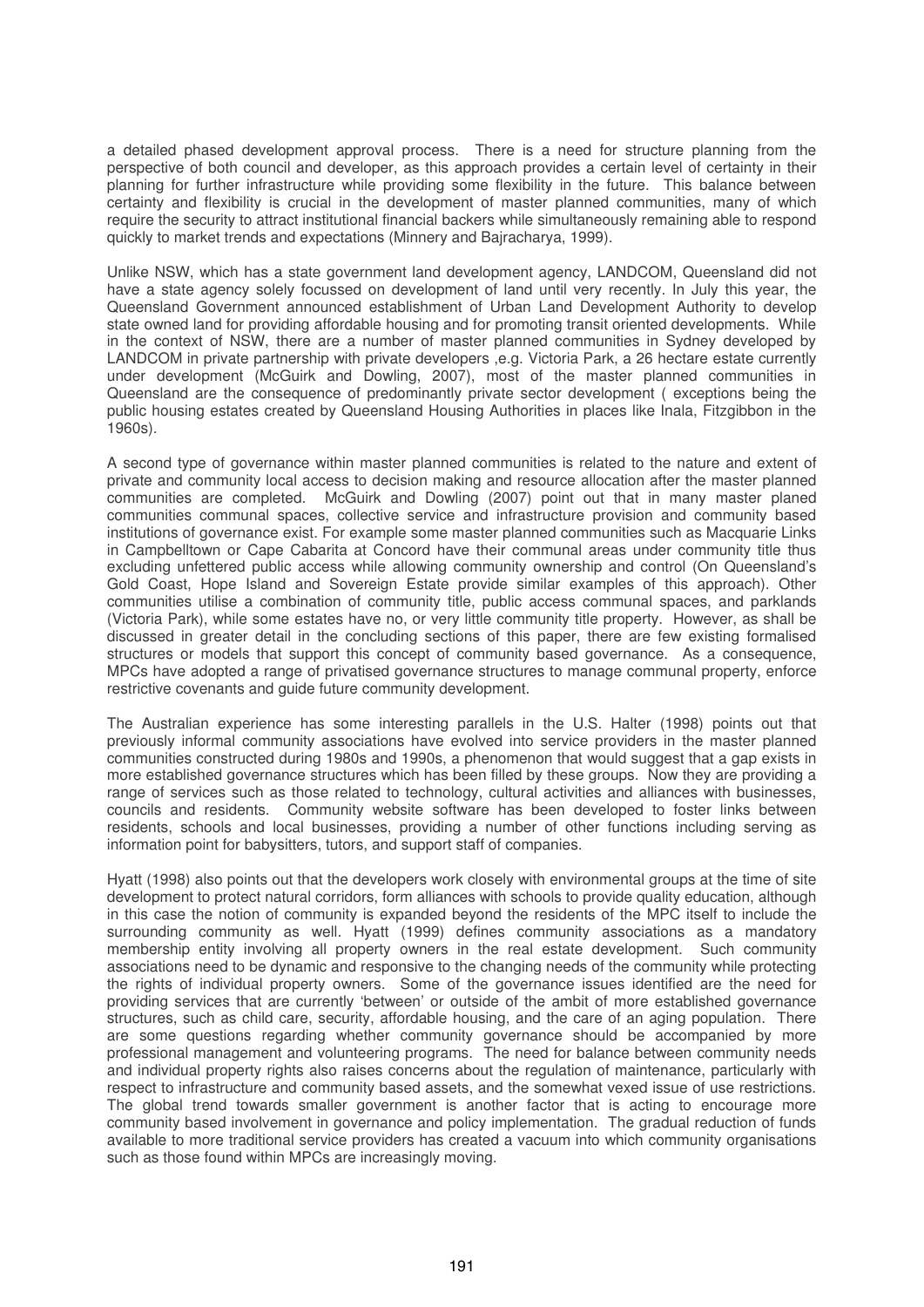a detailed phased development approval process. There is a need for structure planning from the perspective of both council and developer, as this approach provides a certain level of certainty in their planning for further infrastructure while providing some flexibility in the future. This balance between certainty and flexibility is crucial in the development of master planned communities, many of which require the security to attract institutional financial backers while simultaneously remaining able to respond quickly to market trends and expectations (Minnery and Bajracharya, 1999).

Unlike NSW, which has a state government land development agency, LANDCOM, Queensland did not have a state agency solely focussed on development of land until very recently. In July this year, the Queensland Government announced establishment of Urban Land Development Authority to develop state owned land for providing affordable housing and for promoting transit oriented developments. While in the context of NSW, there are a number of master planned communities in Sydney developed by LANDCOM in private partnership with private developers ,e.g. Victoria Park, a 26 hectare estate currently under development (McGuirk and Dowling, 2007), most of the master planned communities in Queensland are the consequence of predominantly private sector development ( exceptions being the public housing estates created by Queensland Housing Authorities in places like Inala, Fitzgibbon in the 1960s).

A second type of governance within master planned communities is related to the nature and extent of private and community local access to decision making and resource allocation after the master planned communities are completed. McGuirk and Dowling (2007) point out that in many master planed communities communal spaces, collective service and infrastructure provision and community based institutions of governance exist. For example some master planned communities such as Macquarie Links in Campbelltown or Cape Cabarita at Concord have their communal areas under community title thus excluding unfettered public access while allowing community ownership and control (On Queensland's Gold Coast, Hope Island and Sovereign Estate provide similar examples of this approach). Other communities utilise a combination of community title, public access communal spaces, and parklands (Victoria Park), while some estates have no, or very little community title property. However, as shall be discussed in greater detail in the concluding sections of this paper, there are few existing formalised structures or models that support this concept of community based governance. As a consequence, MPCs have adopted a range of privatised governance structures to manage communal property, enforce restrictive covenants and guide future community development.

The Australian experience has some interesting parallels in the U.S. Halter (1998) points out that previously informal community associations have evolved into service providers in the master planned communities constructed during 1980s and 1990s, a phenomenon that would suggest that a gap exists in more established governance structures which has been filled by these groups. Now they are providing a range of services such as those related to technology, cultural activities and alliances with businesses, councils and residents. Community website software has been developed to foster links between residents, schools and local businesses, providing a number of other functions including serving as information point for babysitters, tutors, and support staff of companies.

Hyatt (1998) also points out that the developers work closely with environmental groups at the time of site development to protect natural corridors, form alliances with schools to provide quality education, although in this case the notion of community is expanded beyond the residents of the MPC itself to include the surrounding community as well. Hyatt (1999) defines community associations as a mandatory membership entity involving all property owners in the real estate development. Such community associations need to be dynamic and responsive to the changing needs of the community while protecting the rights of individual property owners. Some of the governance issues identified are the need for providing services that are currently 'between' or outside of the ambit of more established governance structures, such as child care, security, affordable housing, and the care of an aging population. There are some questions regarding whether community governance should be accompanied by more professional management and volunteering programs. The need for balance between community needs and individual property rights also raises concerns about the regulation of maintenance, particularly with respect to infrastructure and community based assets, and the somewhat vexed issue of use restrictions. The global trend towards smaller government is another factor that is acting to encourage more community based involvement in governance and policy implementation. The gradual reduction of funds available to more traditional service providers has created a vacuum into which community organisations such as those found within MPCs are increasingly moving.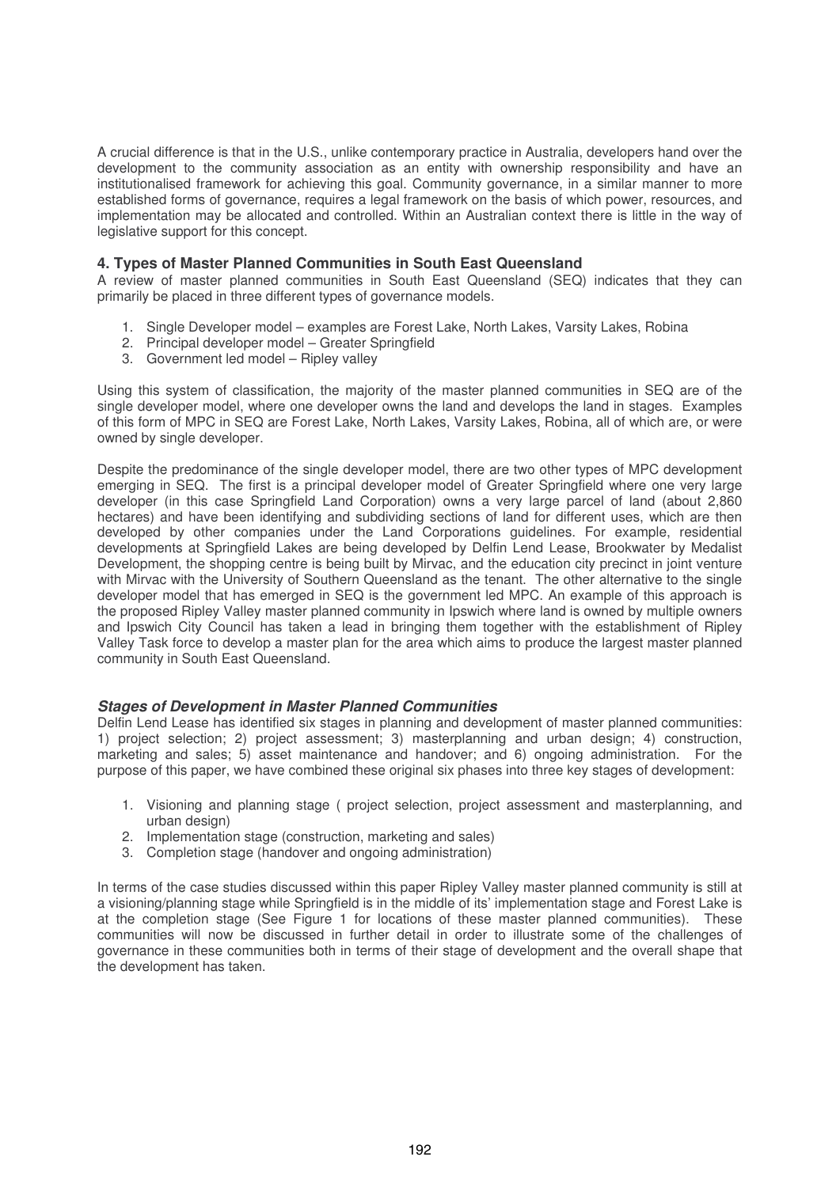A crucial difference is that in the U.S., unlike contemporary practice in Australia, developers hand over the development to the community association as an entity with ownership responsibility and have an institutionalised framework for achieving this goal. Community governance, in a similar manner to more established forms of governance, requires a legal framework on the basis of which power, resources, and implementation may be allocated and controlled. Within an Australian context there is little in the way of legislative support for this concept.

## 4. Types of Master Planned Communities in South East Queensland

A review of master planned communities in South East Queensland (SEQ) indicates that they can primarily be placed in three different types of governance models.

1. Single Developer model – examples are Forest Lake, North Lakes, Varsity Lakes, Robina
2. Principal developer model – Greater Springfield
3. Government led model – Ripley valley

Using this system of classification, the majority of the master planned communities in SEQ are of the single developer model, where one developer owns the land and develops the land in stages. Examples of this form of MPC in SEQ are Forest Lake, North Lakes, Varsity Lakes, Robina, all of which are, or were owned by single developer.

Despite the predominance of the single developer model, there are two other types of MPC development emerging in SEQ. The first is a principal developer model of Greater Springfield where one very large developer (in this case Springfield Land Corporation) owns a very large parcel of land (about 2,860 hectares) and have been identifying and subdividing sections of land for different uses, which are then developed by other companies under the Land Corporations guidelines. For example, residential developments at Springfield Lakes are being developed by Delfin Lend Lease, Brookwater by Medalist Development, the shopping centre is being built by Mirvac, and the education city precinct in joint venture with Mirvac with the University of Southern Queensland as the tenant. The other alternative to the single developer model that has emerged in SEQ is the government led MPC. An example of this approach is the proposed Ripley Valley master planned community in Ipswich where land is owned by multiple owners and Ipswich City Council has taken a lead in bringing them together with the establishment of Ripley Valley Task force to develop a master plan for the area which aims to produce the largest master planned community in South East Queensland.

### *Stages of Development in Master Planned Communities*

Delfin Lend Lease has identified six stages in planning and development of master planned communities: 1) project selection; 2) project assessment; 3) masterplanning and urban design; 4) construction, marketing and sales; 5) asset maintenance and handover; and 6) ongoing administration. For the purpose of this paper, we have combined these original six phases into three key stages of development:

1. Visioning and planning stage ( project selection, project assessment and masterplanning, and urban design)
2. Implementation stage (construction, marketing and sales)
3. Completion stage (handover and ongoing administration)

In terms of the case studies discussed within this paper Ripley Valley master planned community is still at a visioning/planning stage while Springfield is in the middle of its' implementation stage and Forest Lake is at the completion stage (See Figure 1 for locations of these master planned communities). These communities will now be discussed in further detail in order to illustrate some of the challenges of governance in these communities both in terms of their stage of development and the overall shape that the development has taken.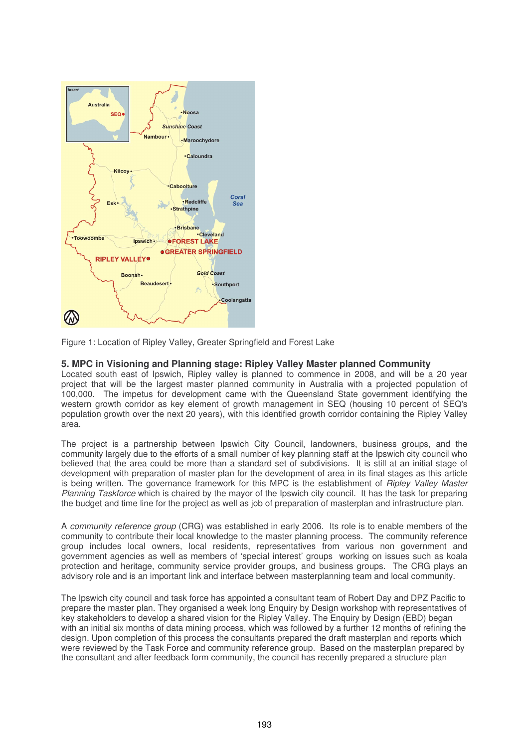Figure 1: Location of Ripley Valley, Greater Springfield and Forest Lake

### 5. MPC in Visioning and Planning stage: Ripley Valley Master planned Community

Located south east of Ipswich, Ripley valley is planned to commence in 2008, and will be a 20 year project that will be the largest master planned community in Australia with a projected population of 100,000. The impetus for development came with the Queensland State government identifying the western growth corridor as key element of growth management in SEQ (housing 10 percent of SEQ's population growth over the next 20 years), with this identified growth corridor containing the Ripley Valley area.

The project is a partnership between Ipswich City Council, landowners, business groups, and the community largely due to the efforts of a small number of key planning staff at the Ipswich city council who believed that the area could be more than a standard set of subdivisions. It is still at an initial stage of development with preparation of master plan for the development of area in its final stages as this article is being written. The governance framework for this MPC is the establishment of *Ripley Valley Master Planning Taskforce* which is chaired by the mayor of the Ipswich city council. It has the task for preparing the budget and time line for the project as well as job of preparation of masterplan and infrastructure plan.

A *community reference group* (CRG) was established in early 2006. Its role is to enable members of the community to contribute their local knowledge to the master planning process. The community reference group includes local owners, local residents, representatives from various non government and government agencies as well as members of 'special interest' groups working on issues such as koala protection and heritage, community service provider groups, and business groups. The CRG plays an advisory role and is an important link and interface between masterplanning team and local community.

The Ipswich city council and task force has appointed a consultant team of Robert Day and DPZ Pacific to prepare the master plan. They organised a week long Enquiry by Design workshop with representatives of key stakeholders to develop a shared vision for the Ripley Valley. The Enquiry by Design (EBD) began with an initial six months of data mining process, which was followed by a further 12 months of refining the design. Upon completion of this process the consultants prepared the draft masterplan and reports which were reviewed by the Task Force and community reference group. Based on the masterplan prepared by the consultant and after feedback form community, the council has recently prepared a structure plan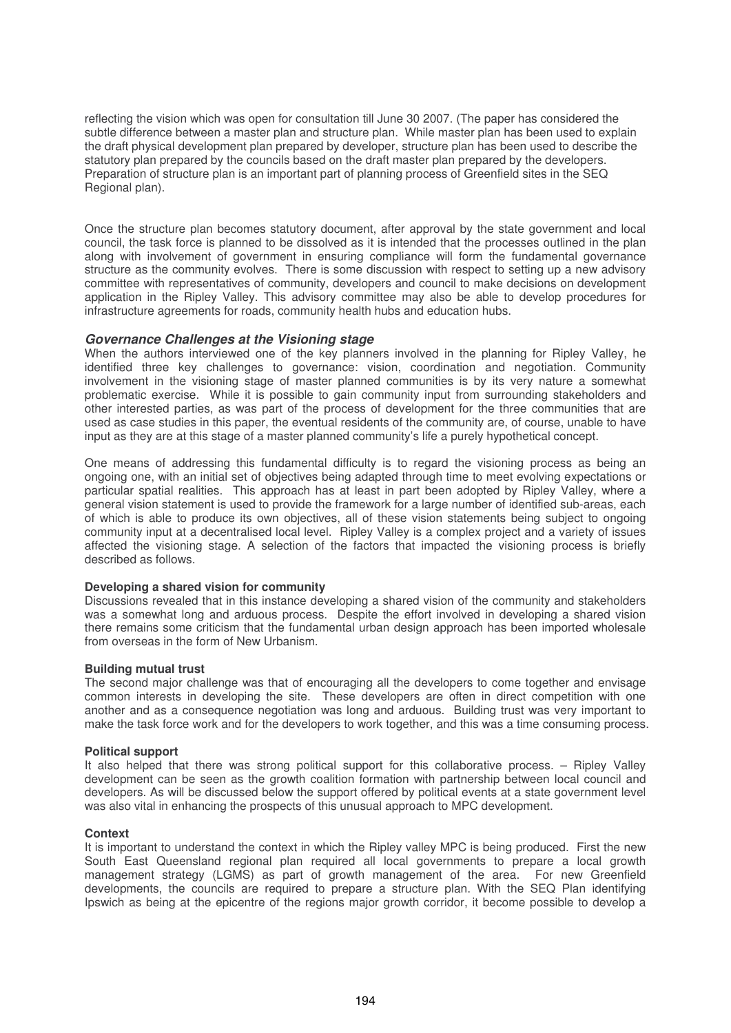reflecting the vision which was open for consultation till June 30 2007. (The paper has considered the subtle difference between a master plan and structure plan. While master plan has been used to explain the draft physical development plan prepared by developer, structure plan has been used to describe the statutory plan prepared by the councils based on the draft master plan prepared by the developers. Preparation of structure plan is an important part of planning process of Greenfield sites in the SEQ Regional plan).

Once the structure plan becomes statutory document, after approval by the state government and local council, the task force is planned to be dissolved as it is intended that the processes outlined in the plan along with involvement of government in ensuring compliance will form the fundamental governance structure as the community evolves. There is some discussion with respect to setting up a new advisory committee with representatives of community, developers and council to make decisions on development application in the Ripley Valley. This advisory committee may also be able to develop procedures for infrastructure agreements for roads, community health hubs and education hubs.

### *Governance Challenges at the Visioning stage*

When the authors interviewed one of the key planners involved in the planning for Ripley Valley, he identified three key challenges to governance: vision, coordination and negotiation. Community involvement in the visioning stage of master planned communities is by its very nature a somewhat problematic exercise. While it is possible to gain community input from surrounding stakeholders and other interested parties, as was part of the process of development for the three communities that are used as case studies in this paper, the eventual residents of the community are, of course, unable to have input as they are at this stage of a master planned community's life a purely hypothetical concept.

One means of addressing this fundamental difficulty is to regard the visioning process as being an ongoing one, with an initial set of objectives being adapted through time to meet evolving expectations or particular spatial realities. This approach has at least in part been adopted by Ripley Valley, where a general vision statement is used to provide the framework for a large number of identified sub-areas, each of which is able to produce its own objectives, all of these vision statements being subject to ongoing community input at a decentralised local level. Ripley Valley is a complex project and a variety of issues affected the visioning stage. A selection of the factors that impacted the visioning process is briefly described as follows.

**Developing a shared vision for community**

Discussions revealed that in this instance developing a shared vision of the community and stakeholders was a somewhat long and arduous process. Despite the effort involved in developing a shared vision there remains some criticism that the fundamental urban design approach has been imported wholesale from overseas in the form of New Urbanism.

**Building mutual trust**

The second major challenge was that of encouraging all the developers to come together and envisage common interests in developing the site. These developers are often in direct competition with one another and as a consequence negotiation was long and arduous. Building trust was very important to make the task force work and for the developers to work together, and this was a time consuming process.

**Political support**

It also helped that there was strong political support for this collaborative process. – Ripley Valley development can be seen as the growth coalition formation with partnership between local council and developers. As will be discussed below the support offered by political events at a state government level was also vital in enhancing the prospects of this unusual approach to MPC development.

**Context**

It is important to understand the context in which the Ripley valley MPC is being produced. First the new South East Queensland regional plan required all local governments to prepare a local growth management strategy (LGMS) as part of growth management of the area. For new Greenfield developments, the councils are required to prepare a structure plan. With the SEQ Plan identifying Ipswich as being at the epicentre of the regions major growth corridor, it become possible to develop a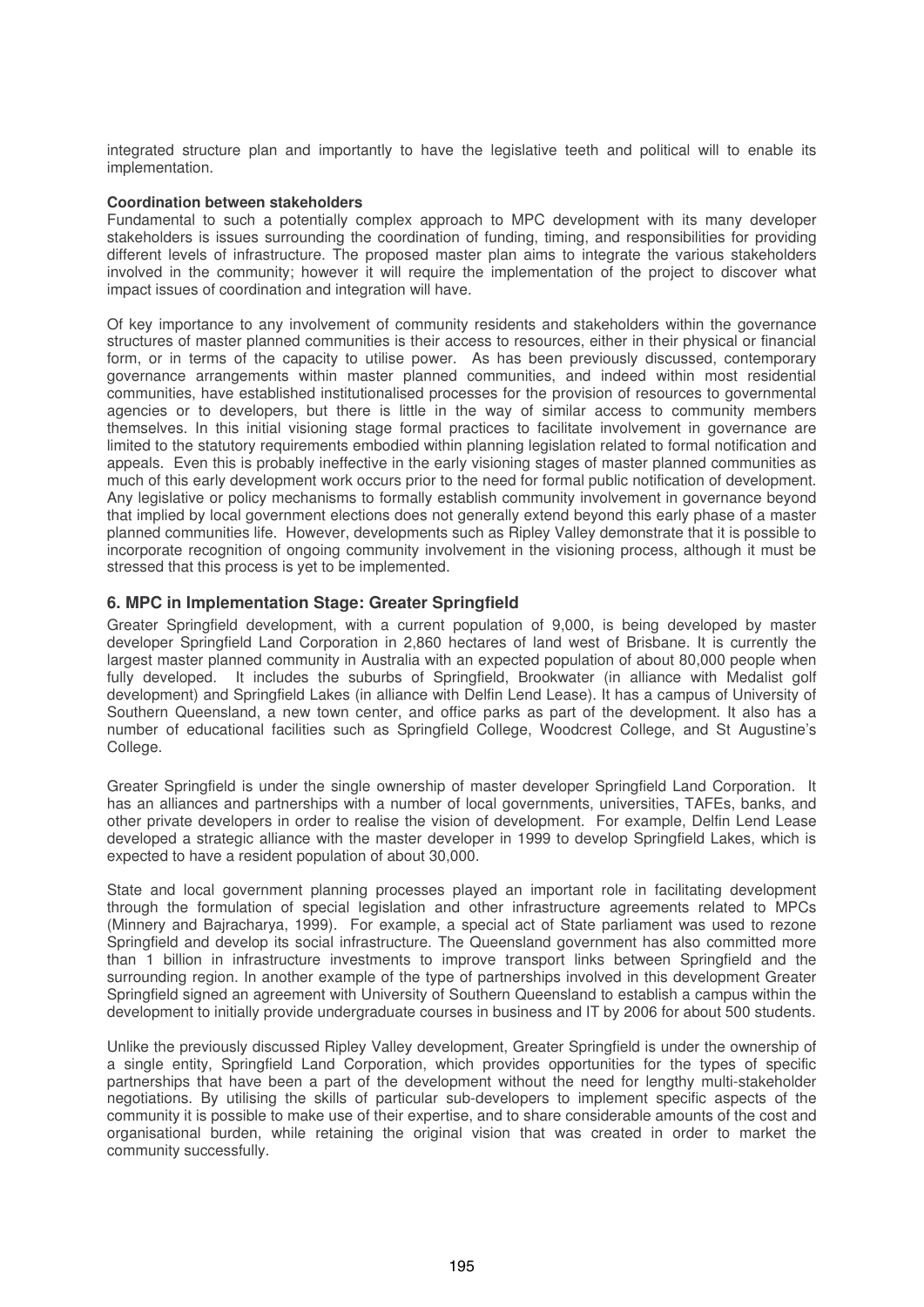integrated structure plan and importantly to have the legislative teeth and political will to enable its implementation.

**Coordination between stakeholders**
Fundamental to such a potentially complex approach to MPC development with its many developer stakeholders is issues surrounding the coordination of funding, timing, and responsibilities for providing different levels of infrastructure. The proposed master plan aims to integrate the various stakeholders involved in the community; however it will require the implementation of the project to discover what impact issues of coordination and integration will have.

Of key importance to any involvement of community residents and stakeholders within the governance structures of master planned communities is their access to resources, either in their physical or financial form, or in terms of the capacity to utilise power. As has been previously discussed, contemporary governance arrangements within master planned communities, and indeed within most residential communities, have established institutionalised processes for the provision of resources to governmental agencies or to developers, but there is little in the way of similar access to community members themselves. In this initial visioning stage formal practices to facilitate involvement in governance are limited to the statutory requirements embodied within planning legislation related to formal notification and appeals. Even this is probably ineffective in the early visioning stages of master planned communities as much of this early development work occurs prior to the need for formal public notification of development. Any legislative or policy mechanisms to formally establish community involvement in governance beyond that implied by local government elections does not generally extend beyond this early phase of a master planned communities life. However, developments such as Ripley Valley demonstrate that it is possible to incorporate recognition of ongoing community involvement in the visioning process, although it must be stressed that this process is yet to be implemented.

## 6. MPC in Implementation Stage: Greater Springfield

Greater Springfield development, with a current population of 9,000, is being developed by master developer Springfield Land Corporation in 2,860 hectares of land west of Brisbane. It is currently the largest master planned community in Australia with an expected population of about 80,000 people when fully developed. It includes the suburbs of Springfield, Brookwater (in alliance with Medalist golf development) and Springfield Lakes (in alliance with Delfin Lend Lease). It has a campus of University of Southern Queensland, a new town center, and office parks as part of the development. It also has a number of educational facilities such as Springfield College, Woodcrest College, and St Augustine's College.

Greater Springfield is under the single ownership of master developer Springfield Land Corporation. It has an alliances and partnerships with a number of local governments, universities, TAFEs, banks, and other private developers in order to realise the vision of development. For example, Delfin Lend Lease developed a strategic alliance with the master developer in 1999 to develop Springfield Lakes, which is expected to have a resident population of about 30,000.

State and local government planning processes played an important role in facilitating development through the formulation of special legislation and other infrastructure agreements related to MPCs (Minnery and Bajracharya, 1999). For example, a special act of State parliament was used to rezone Springfield and develop its social infrastructure. The Queensland government has also committed more than 1 billion in infrastructure investments to improve transport links between Springfield and the surrounding region. In another example of the type of partnerships involved in this development Greater Springfield signed an agreement with University of Southern Queensland to establish a campus within the development to initially provide undergraduate courses in business and IT by 2006 for about 500 students.

Unlike the previously discussed Ripley Valley development, Greater Springfield is under the ownership of a single entity, Springfield Land Corporation, which provides opportunities for the types of specific partnerships that have been a part of the development without the need for lengthy multi-stakeholder negotiations. By utilising the skills of particular sub-developers to implement specific aspects of the community it is possible to make use of their expertise, and to share considerable amounts of the cost and organisational burden, while retaining the original vision that was created in order to market the community successfully.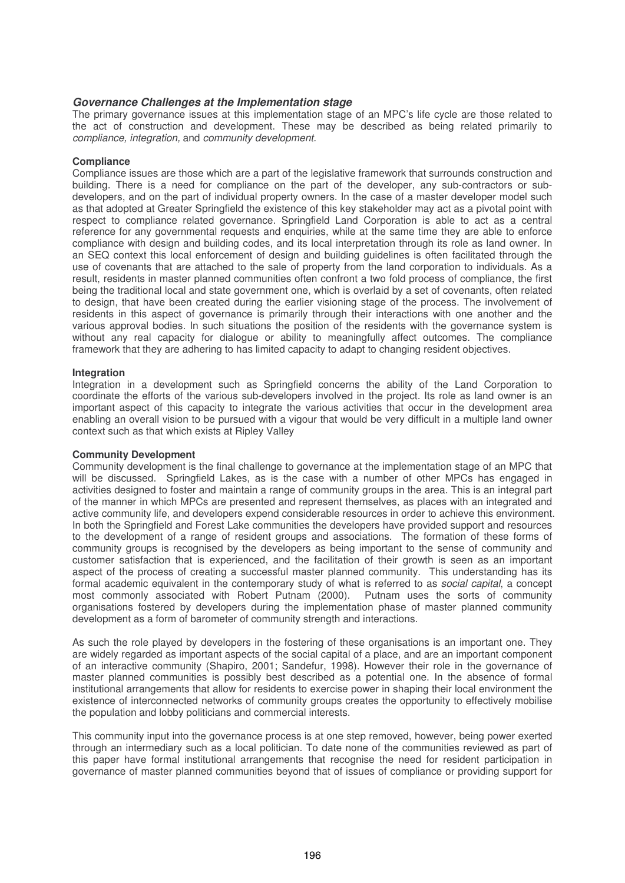### *Governance Challenges at the Implementation stage*

The primary governance issues at this implementation stage of an MPC's life cycle are those related to the act of construction and development. These may be described as being related primarily to *compliance, integration,* and *community development.*

#### Compliance

Compliance issues are those which are a part of the legislative framework that surrounds construction and building. There is a need for compliance on the part of the developer, any sub-contractors or sub-developers, and on the part of individual property owners. In the case of a master developer model such as that adopted at Greater Springfield the existence of this key stakeholder may act as a pivotal point with respect to compliance related governance. Springfield Land Corporation is able to act as a central reference for any governmental requests and enquiries, while at the same time they are able to enforce compliance with design and building codes, and its local interpretation through its role as land owner. In an SEQ context this local enforcement of design and building guidelines is often facilitated through the use of covenants that are attached to the sale of property from the land corporation to individuals. As a result, residents in master planned communities often confront a two fold process of compliance, the first being the traditional local and state government one, which is overlaid by a set of covenants, often related to design, that have been created during the earlier visioning stage of the process. The involvement of residents in this aspect of governance is primarily through their interactions with one another and the various approval bodies. In such situations the position of the residents with the governance system is without any real capacity for dialogue or ability to meaningfully affect outcomes. The compliance framework that they are adhering to has limited capacity to adapt to changing resident objectives.

#### Integration

Integration in a development such as Springfield concerns the ability of the Land Corporation to coordinate the efforts of the various sub-developers involved in the project. Its role as land owner is an important aspect of this capacity to integrate the various activities that occur in the development area enabling an overall vision to be pursued with a vigour that would be very difficult in a multiple land owner context such as that which exists at Ripley Valley

#### Community Development

Community development is the final challenge to governance at the implementation stage of an MPC that will be discussed. Springfield Lakes, as is the case with a number of other MPCs has engaged in activities designed to foster and maintain a range of community groups in the area. This is an integral part of the manner in which MPCs are presented and represent themselves, as places with an integrated and active community life, and developers expend considerable resources in order to achieve this environment. In both the Springfield and Forest Lake communities the developers have provided support and resources to the development of a range of resident groups and associations. The formation of these forms of community groups is recognised by the developers as being important to the sense of community and customer satisfaction that is experienced, and the facilitation of their growth is seen as an important aspect of the process of creating a successful master planned community. This understanding has its formal academic equivalent in the contemporary study of what is referred to as *social capital*, a concept most commonly associated with Robert Putnam (2000). Putnam uses the sorts of community organisations fostered by developers during the implementation phase of master planned community development as a form of barometer of community strength and interactions.

As such the role played by developers in the fostering of these organisations is an important one. They are widely regarded as important aspects of the social capital of a place, and are an important component of an interactive community (Shapiro, 2001; Sandefur, 1998). However their role in the governance of master planned communities is possibly best described as a potential one. In the absence of formal institutional arrangements that allow for residents to exercise power in shaping their local environment the existence of interconnected networks of community groups creates the opportunity to effectively mobilise the population and lobby politicians and commercial interests.

This community input into the governance process is at one step removed, however, being power exerted through an intermediary such as a local politician. To date none of the communities reviewed as part of this paper have formal institutional arrangements that recognise the need for resident participation in governance of master planned communities beyond that of issues of compliance or providing support for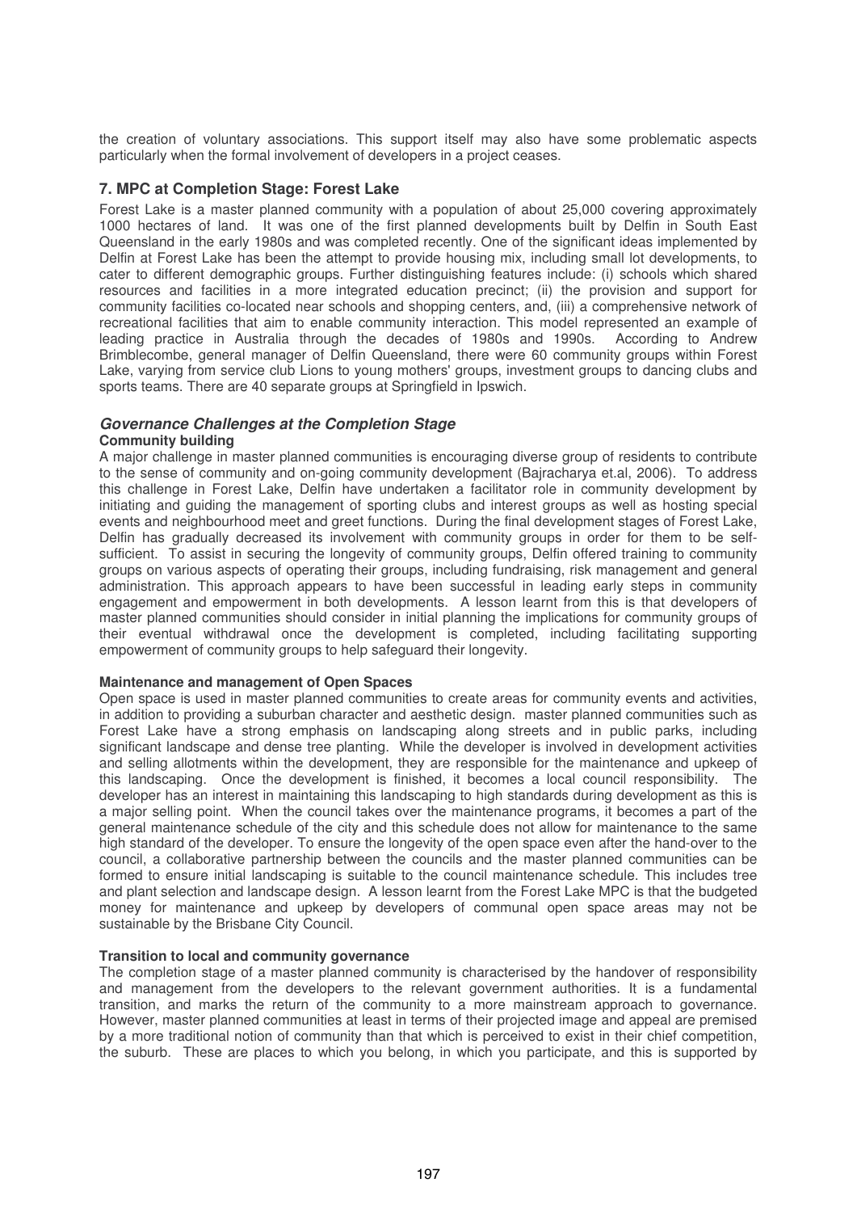the creation of voluntary associations. This support itself may also have some problematic aspects particularly when the formal involvement of developers in a project ceases.

## 7. MPC at Completion Stage: Forest Lake

Forest Lake is a master planned community with a population of about 25,000 covering approximately 1000 hectares of land. It was one of the first planned developments built by Delfin in South East Queensland in the early 1980s and was completed recently. One of the significant ideas implemented by Delfin at Forest Lake has been the attempt to provide housing mix, including small lot developments, to cater to different demographic groups. Further distinguishing features include: (i) schools which shared resources and facilities in a more integrated education precinct; (ii) the provision and support for community facilities co-located near schools and shopping centers, and, (iii) a comprehensive network of recreational facilities that aim to enable community interaction. This model represented an example of leading practice in Australia through the decades of 1980s and 1990s. According to Andrew Brimblecombe, general manager of Delfin Queensland, there were 60 community groups within Forest Lake, varying from service club Lions to young mothers' groups, investment groups to dancing clubs and sports teams. There are 40 separate groups at Springfield in Ipswich.

### *Governance Challenges at the Completion Stage*

**Community building**

A major challenge in master planned communities is encouraging diverse group of residents to contribute to the sense of community and on-going community development (Bajracharya et.al, 2006). To address this challenge in Forest Lake, Delfin have undertaken a facilitator role in community development by initiating and guiding the management of sporting clubs and interest groups as well as hosting special events and neighbourhood meet and greet functions. During the final development stages of Forest Lake, Delfin has gradually decreased its involvement with community groups in order for them to be self-sufficient. To assist in securing the longevity of community groups, Delfin offered training to community groups on various aspects of operating their groups, including fundraising, risk management and general administration. This approach appears to have been successful in leading early steps in community engagement and empowerment in both developments. A lesson learnt from this is that developers of master planned communities should consider in initial planning the implications for community groups of their eventual withdrawal once the development is completed, including facilitating supporting empowerment of community groups to help safeguard their longevity.

**Maintenance and management of Open Spaces**

Open space is used in master planned communities to create areas for community events and activities, in addition to providing a suburban character and aesthetic design. master planned communities such as Forest Lake have a strong emphasis on landscaping along streets and in public parks, including significant landscape and dense tree planting. While the developer is involved in development activities and selling allotments within the development, they are responsible for the maintenance and upkeep of this landscaping. Once the development is finished, it becomes a local council responsibility. The developer has an interest in maintaining this landscaping to high standards during development as this is a major selling point. When the council takes over the maintenance programs, it becomes a part of the general maintenance schedule of the city and this schedule does not allow for maintenance to the same high standard of the developer. To ensure the longevity of the open space even after the hand-over to the council, a collaborative partnership between the councils and the master planned communities can be formed to ensure initial landscaping is suitable to the council maintenance schedule. This includes tree and plant selection and landscape design. A lesson learnt from the Forest Lake MPC is that the budgeted money for maintenance and upkeep by developers of communal open space areas may not be sustainable by the Brisbane City Council.

**Transition to local and community governance**

The completion stage of a master planned community is characterised by the handover of responsibility and management from the developers to the relevant government authorities. It is a fundamental transition, and marks the return of the community to a more mainstream approach to governance. However, master planned communities at least in terms of their projected image and appeal are premised by a more traditional notion of community than that which is perceived to exist in their chief competition, the suburb. These are places to which you belong, in which you participate, and this is supported by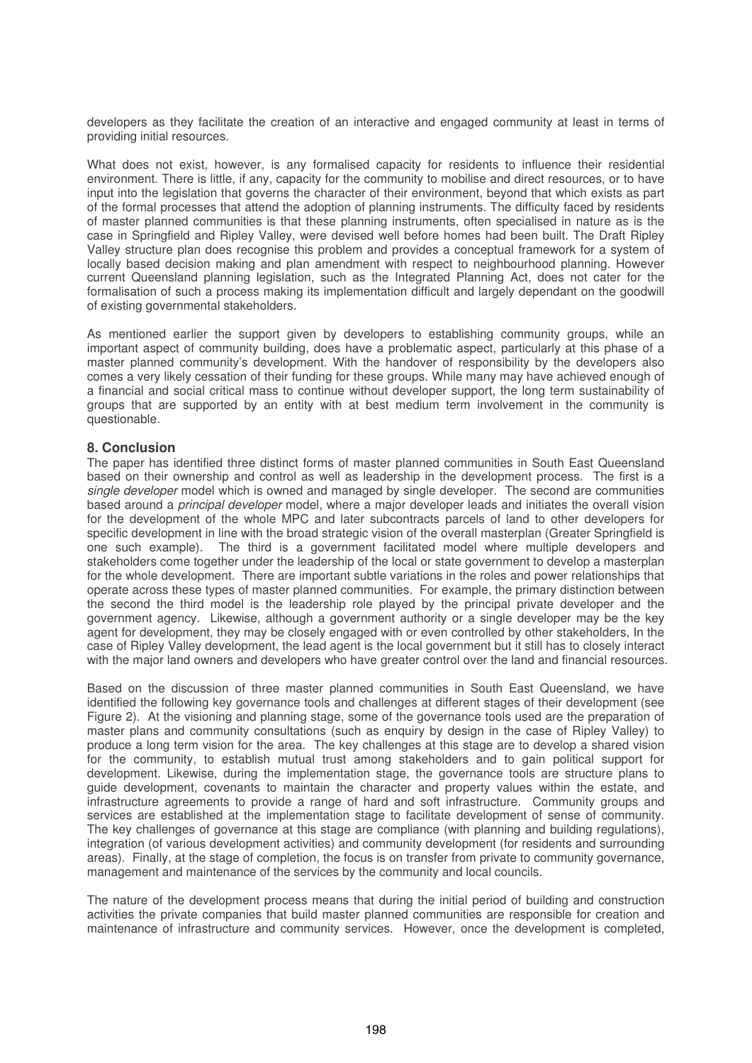developers as they facilitate the creation of an interactive and engaged community at least in terms of providing initial resources.

What does not exist, however, is any formalised capacity for residents to influence their residential environment. There is little, if any, capacity for the community to mobilise and direct resources, or to have input into the legislation that governs the character of their environment, beyond that which exists as part of the formal processes that attend the adoption of planning instruments. The difficulty faced by residents of master planned communities is that these planning instruments, often specialised in nature as is the case in Springfield and Ripley Valley, were devised well before homes had been built. The Draft Ripley Valley structure plan does recognise this problem and provides a conceptual framework for a system of locally based decision making and plan amendment with respect to neighbourhood planning. However current Queensland planning legislation, such as the Integrated Planning Act, does not cater for the formalisation of such a process making its implementation difficult and largely dependant on the goodwill of existing governmental stakeholders.

As mentioned earlier the support given by developers to establishing community groups, while an important aspect of community building, does have a problematic aspect, particularly at this phase of a master planned community's development. With the handover of responsibility by the developers also comes a very likely cessation of their funding for these groups. While many may have achieved enough of a financial and social critical mass to continue without developer support, the long term sustainability of groups that are supported by an entity with at best medium term involvement in the community is questionable.

## 8. Conclusion

The paper has identified three distinct forms of master planned communities in South East Queensland based on their ownership and control as well as leadership in the development process. The first is a *single developer* model which is owned and managed by single developer. The second are communities based around a *principal developer* model, where a major developer leads and initiates the overall vision for the development of the whole MPC and later subcontracts parcels of land to other developers for specific development in line with the broad strategic vision of the overall masterplan (Greater Springfield is one such example). The third is a government facilitated model where multiple developers and stakeholders come together under the leadership of the local or state government to develop a masterplan for the whole development. There are important subtle variations in the roles and power relationships that operate across these types of master planned communities. For example, the primary distinction between the second the third model is the leadership role played by the principal private developer and the government agency. Likewise, although a government authority or a single developer may be the key agent for development, they may be closely engaged with or even controlled by other stakeholders, In the case of Ripley Valley development, the lead agent is the local government but it still has to closely interact with the major land owners and developers who have greater control over the land and financial resources.

Based on the discussion of three master planned communities in South East Queensland, we have identified the following key governance tools and challenges at different stages of their development (see Figure 2). At the visioning and planning stage, some of the governance tools used are the preparation of master plans and community consultations (such as enquiry by design in the case of Ripley Valley) to produce a long term vision for the area. The key challenges at this stage are to develop a shared vision for the community, to establish mutual trust among stakeholders and to gain political support for development. Likewise, during the implementation stage, the governance tools are structure plans to guide development, covenants to maintain the character and property values within the estate, and infrastructure agreements to provide a range of hard and soft infrastructure. Community groups and services are established at the implementation stage to facilitate development of sense of community. The key challenges of governance at this stage are compliance (with planning and building regulations), integration (of various development activities) and community development (for residents and surrounding areas). Finally, at the stage of completion, the focus is on transfer from private to community governance, management and maintenance of the services by the community and local councils.

The nature of the development process means that during the initial period of building and construction activities the private companies that build master planned communities are responsible for creation and maintenance of infrastructure and community services. However, once the development is completed,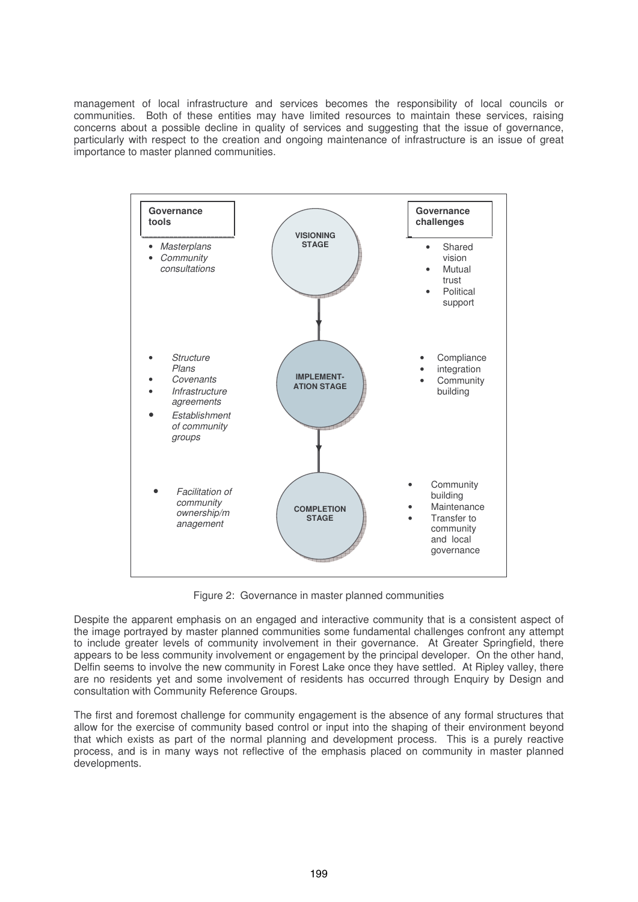management of local infrastructure and services becomes the responsibility of local councils or communities. Both of these entities may have limited resources to maintain these services, raising concerns about a possible decline in quality of services and suggesting that the issue of governance, particularly with respect to the creation and ongoing maintenance of infrastructure is an issue of great importance to master planned communities.

| Governance tools | Stage | Governance challenges |
|---|---|---|
| • *Masterplans*<br>• *Community consultations* | VISIONING STAGE | • Shared vision<br>• Mutual trust<br>• Political support |
| • *Structure Plans*<br>• *Covenants*<br>• *Infrastructure agreements*<br>• *Establishment of community groups* | IMPLEMENT-ATION STAGE | • Compliance<br>• integration<br>• Community building |
| • *Facilitation of community ownership/management* | COMPLETION STAGE | • Community building<br>• Maintenance<br>• Transfer to community and local governance |

Figure 2: Governance in master planned communities

Despite the apparent emphasis on an engaged and interactive community that is a consistent aspect of the image portrayed by master planned communities some fundamental challenges confront any attempt to include greater levels of community involvement in their governance. At Greater Springfield, there appears to be less community involvement or engagement by the principal developer. On the other hand, Delfin seems to involve the new community in Forest Lake once they have settled. At Ripley valley, there are no residents yet and some involvement of residents has occurred through Enquiry by Design and consultation with Community Reference Groups.

The first and foremost challenge for community engagement is the absence of any formal structures that allow for the exercise of community based control or input into the shaping of their environment beyond that which exists as part of the normal planning and development process. This is a purely reactive process, and is in many ways not reflective of the emphasis placed on community in master planned developments.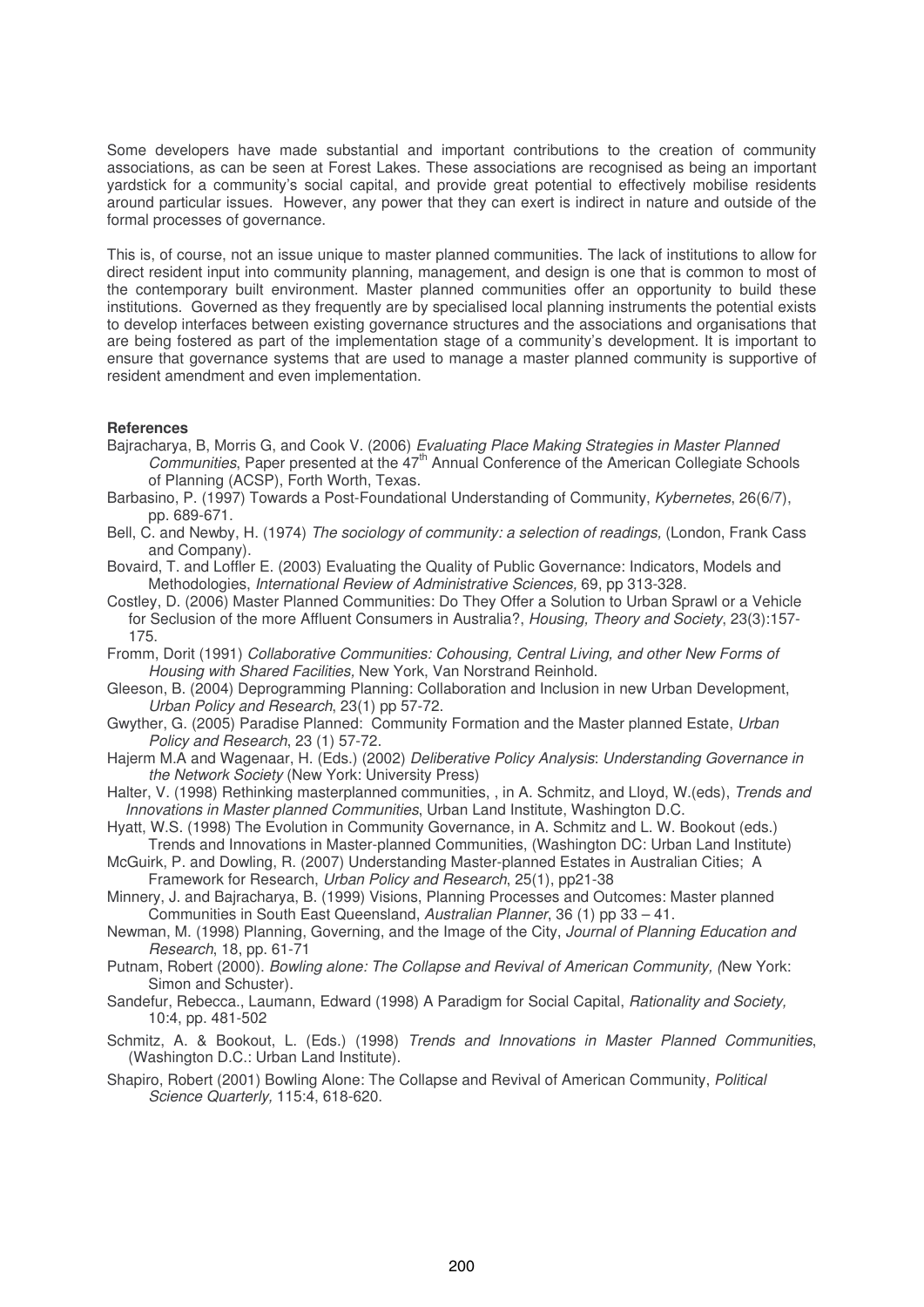Some developers have made substantial and important contributions to the creation of community associations, as can be seen at Forest Lakes. These associations are recognised as being an important yardstick for a community's social capital, and provide great potential to effectively mobilise residents around particular issues. However, any power that they can exert is indirect in nature and outside of the formal processes of governance.

This is, of course, not an issue unique to master planned communities. The lack of institutions to allow for direct resident input into community planning, management, and design is one that is common to most of the contemporary built environment. Master planned communities offer an opportunity to build these institutions. Governed as they frequently are by specialised local planning instruments the potential exists to develop interfaces between existing governance structures and the associations and organisations that are being fostered as part of the implementation stage of a community's development. It is important to ensure that governance systems that are used to manage a master planned community is supportive of resident amendment and even implementation.

**References**

Bajracharya, B, Morris G, and Cook V. (2006) *Evaluating Place Making Strategies in Master Planned Communities*, Paper presented at the 47th Annual Conference of the American Collegiate Schools of Planning (ACSP), Forth Worth, Texas.

Barbasino, P. (1997) Towards a Post-Foundational Understanding of Community, *Kybernetes*, 26(6/7), pp. 689-671.

Bell, C. and Newby, H. (1974) *The sociology of community: a selection of readings,* (London, Frank Cass and Company).

Bovaird, T. and Loffler E. (2003) Evaluating the Quality of Public Governance: Indicators, Models and Methodologies, *International Review of Administrative Sciences,* 69, pp 313-328.

Costley, D. (2006) Master Planned Communities: Do They Offer a Solution to Urban Sprawl or a Vehicle for Seclusion of the more Affluent Consumers in Australia?, *Housing, Theory and Society*, 23(3):157-175.

Fromm, Dorit (1991) *Collaborative Communities: Cohousing, Central Living, and other New Forms of Housing with Shared Facilities,* New York, Van Norstrand Reinhold.

Gleeson, B. (2004) Deprogramming Planning: Collaboration and Inclusion in new Urban Development, *Urban Policy and Research*, 23(1) pp 57-72.

Gwyther, G. (2005) Paradise Planned: Community Formation and the Master planned Estate, *Urban Policy and Research*, 23 (1) 57-72.

Hajerm M.A and Wagenaar, H. (Eds.) (2002) *Deliberative Policy Analysis*: *Understanding Governance in the Network Society* (New York: University Press)

Halter, V. (1998) Rethinking masterplanned communities, , in A. Schmitz, and Lloyd, W.(eds), *Trends and Innovations in Master planned Communities*, Urban Land Institute, Washington D.C.

Hyatt, W.S. (1998) The Evolution in Community Governance, in A. Schmitz and L. W. Bookout (eds.) Trends and Innovations in Master-planned Communities, (Washington DC: Urban Land Institute)

McGuirk, P. and Dowling, R. (2007) Understanding Master-planned Estates in Australian Cities; A Framework for Research, *Urban Policy and Research*, 25(1), pp21-38

Minnery, J. and Bajracharya, B. (1999) Visions, Planning Processes and Outcomes: Master planned Communities in South East Queensland, *Australian Planner*, 36 (1) pp 33 – 41.

Newman, M. (1998) Planning, Governing, and the Image of the City, *Journal of Planning Education and Research*, 18, pp. 61-71

Putnam, Robert (2000). *Bowling alone: The Collapse and Revival of American Community, (*New York: Simon and Schuster).

Sandefur, Rebecca., Laumann, Edward (1998) A Paradigm for Social Capital, *Rationality and Society,* 10:4, pp. 481-502

Schmitz, A. & Bookout, L. (Eds.) (1998) *Trends and Innovations in Master Planned Communities*, (Washington D.C.: Urban Land Institute).

Shapiro, Robert (2001) Bowling Alone: The Collapse and Revival of American Community, *Political Science Quarterly,* 115:4, 618-620.